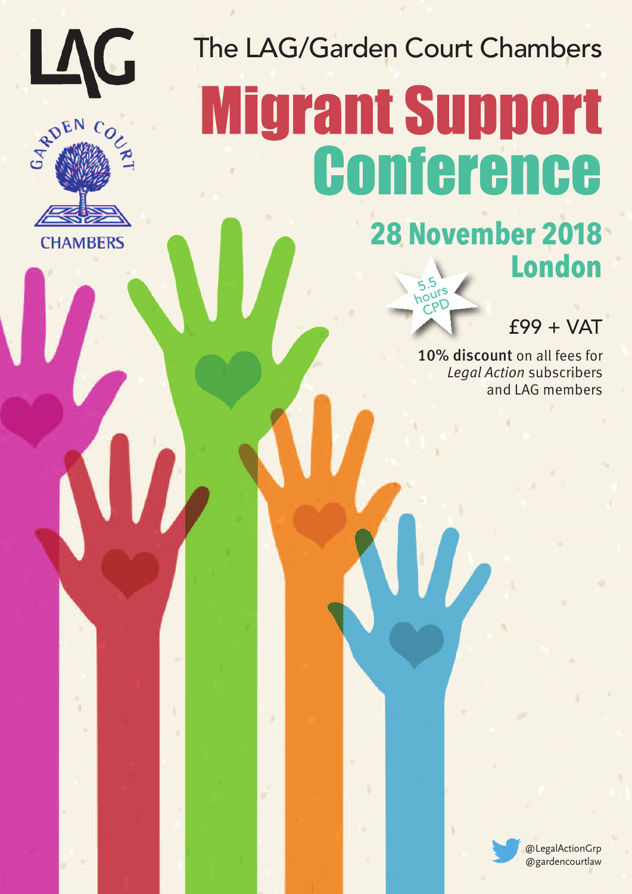LAG

GARDEN COURT CHAMBERS

The LAG/Garden Court Chambers

# Migrant Support Conference

## 28 November 2018
## London

5.5 hours CPD

£99 + VAT

**10% discount** on all fees for *Legal Action* subscribers and LAG members

@LegalActionGrp
@gardencourtlaw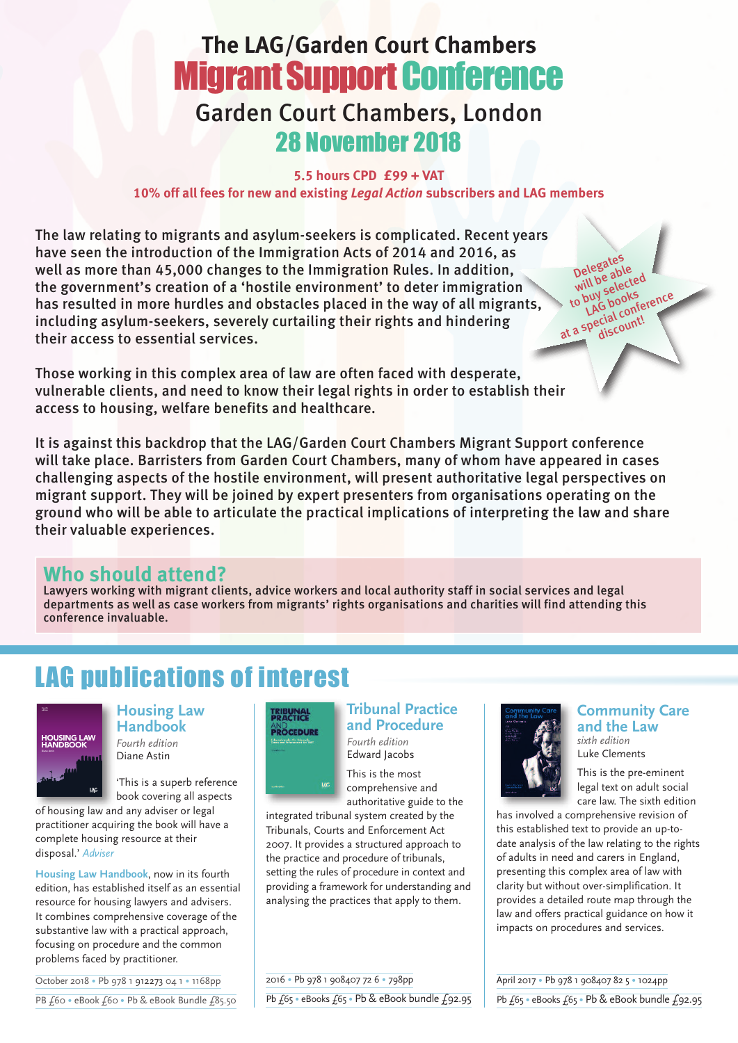# The LAG/Garden Court Chambers Migrant Support Conference

## Garden Court Chambers, London

## 28 November 2018

**5.5 hours CPD £99 + VAT**

**10% off all fees for new and existing *Legal Action* subscribers and LAG members**

The law relating to migrants and asylum-seekers is complicated. Recent years have seen the introduction of the Immigration Acts of 2014 and 2016, as well as more than 45,000 changes to the Immigration Rules. In addition, the government's creation of a 'hostile environment' to deter immigration has resulted in more hurdles and obstacles placed in the way of all migrants, including asylum-seekers, severely curtailing their rights and hindering their access to essential services.

Delegates will be able to buy selected LAG books at a special conference discount!

Those working in this complex area of law are often faced with desperate, vulnerable clients, and need to know their legal rights in order to establish their access to housing, welfare benefits and healthcare.

It is against this backdrop that the LAG/Garden Court Chambers Migrant Support conference will take place. Barristers from Garden Court Chambers, many of whom have appeared in cases challenging aspects of the hostile environment, will present authoritative legal perspectives on migrant support. They will be joined by expert presenters from organisations operating on the ground who will be able to articulate the practical implications of interpreting the law and share their valuable experiences.

## Who should attend?

**Lawyers working with migrant clients, advice workers and local authority staff in social services and legal departments as well as case workers from migrants' rights organisations and charities will find attending this conference invaluable.**

# LAG publications of interest

### Housing Law Handbook

*Fourth edition*
Diane Astin

'This is a superb reference book covering all aspects of housing law and any adviser or legal practitioner acquiring the book will have a complete housing resource at their disposal.' *Adviser*

**Housing Law Handbook**, now in its fourth edition, has established itself as an essential resource for housing lawyers and advisers. It combines comprehensive coverage of the substantive law with a practical approach, focusing on procedure and the common problems faced by practitioner.

October 2018 • Pb 978 1 912273 04 1 • 1168pp

PB £60 • eBook £60 • Pb & eBook Bundle £85.50

### Tribunal Practice and Procedure

*Fourth edition*
Edward Jacobs

This is the most comprehensive and authoritative guide to the integrated tribunal system created by the Tribunals, Courts and Enforcement Act 2007. It provides a structured approach to the practice and procedure of tribunals, setting the rules of procedure in context and providing a framework for understanding and analysing the practices that apply to them.

2016 • Pb 978 1 908407 72 6 • 798pp

Pb £65 • eBooks £65 • Pb & eBook bundle £92.95

### Community Care and the Law

*sixth edition*
Luke Clements

This is the pre-eminent legal text on adult social care law. The sixth edition has involved a comprehensive revision of this established text to provide an up-to-date analysis of the law relating to the rights of adults in need and carers in England, presenting this complex area of law with clarity but without over-simplification. It provides a detailed route map through the law and offers practical guidance on how it impacts on procedures and services.

April 2017 • Pb 978 1 908407 82 5 • 1024pp

Pb £65 • eBooks £65 • Pb & eBook bundle £92.95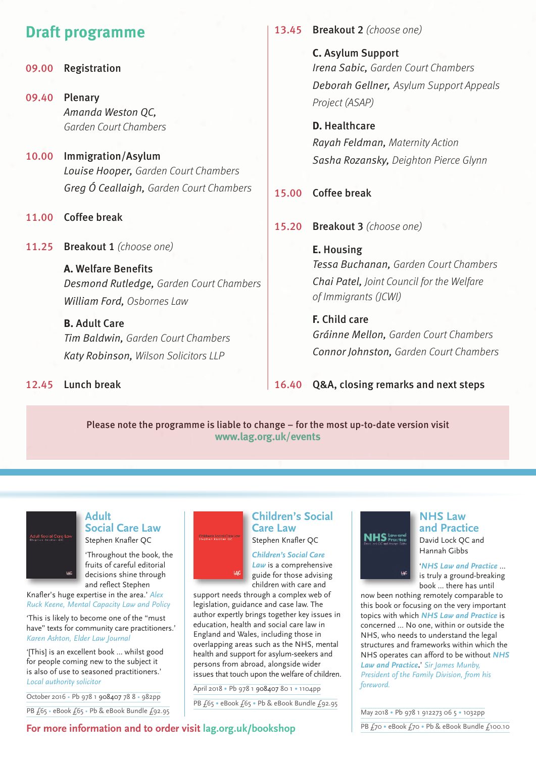## Draft programme

**09.00** **Registration**

**09.40** **Plenary**
*Amanda Weston QC,* *Garden Court Chambers*

**10.00** **Immigration/Asylum**
*Louise Hooper,* *Garden Court Chambers*
*Greg Ó Ceallaigh,* *Garden Court Chambers*

**11.00** **Coffee break**

**11.25** **Breakout 1** *(choose one)*

**A. Welfare Benefits**
*Desmond Rutledge,* *Garden Court Chambers*
*William Ford,* *Osbornes Law*

**B. Adult Care**
*Tim Baldwin,* *Garden Court Chambers*
*Katy Robinson,* *Wilson Solicitors LLP*

**12.45** **Lunch break**

**13.45** **Breakout 2** *(choose one)*

**C. Asylum Support**
*Irena Sabic,* *Garden Court Chambers*
*Deborah Gellner,* *Asylum Support Appeals Project (ASAP)*

**D. Healthcare**
*Rayah Feldman,* *Maternity Action*
*Sasha Rozansky,* *Deighton Pierce Glynn*

**15.00** **Coffee break**

**15.20** **Breakout 3** *(choose one)*

**E. Housing**
*Tessa Buchanan,* *Garden Court Chambers*
*Chai Patel,* *Joint Council for the Welfare of Immigrants (JCWI)*

**F. Child care**
*Gráinne Mellon,* *Garden Court Chambers*
*Connor Johnston,* *Garden Court Chambers*

**16.40** **Q&A, closing remarks and next steps**

**Please note the programme is liable to change – for the most up-to-date version visit www.lag.org.uk/events**

---

### Adult Social Care Law
Stephen Knafler QC

'Throughout the book, the fruits of careful editorial decisions shine through and reflect Stephen Knafler's huge expertise in the area.' *Alex Ruck Keene, Mental Capacity Law and Policy*

'This is likely to become one of the "must have" texts for community care practitioners.' *Karen Ashton, Elder Law Journal*

'[This] is an excellent book ... whilst good for people coming new to the subject it is also of use to seasoned practitioners.' *Local authority solicitor*

October 2016 • Pb 978 1 908407 78 8 • 982pp
PB £65 • eBook £65 • Pb & eBook Bundle £92.95

### Children's Social Care Law
Stephen Knafler QC

*Children's Social Care Law* is a comprehensive guide for those advising children with care and support needs through a complex web of legislation, guidance and case law. The author expertly brings together key issues in education, health and social care law in England and Wales, including those in overlapping areas such as the NHS, mental health and support for asylum-seekers and persons from abroad, alongside wider issues that touch upon the welfare of children.

April 2018 • Pb 978 1 908407 80 1 • 1104pp
PB £65 • eBook £65 • Pb & eBook Bundle £92.95

### NHS Law and Practice
David Lock QC and Hannah Gibbs

'*NHS Law and Practice* ... is truly a ground-breaking book ... there has until now been nothing remotely comparable to this book or focusing on the very important topics with which *NHS Law and Practice* is concerned ... No one, within or outside the NHS, who needs to understand the legal structures and frameworks within which the NHS operates can afford to be without *NHS Law and Practice*.' *Sir James Munby, President of the Family Division, from his foreword.*

May 2018 • Pb 978 1 912273 06 5 • 1032pp
PB £70 • eBook £70 • Pb & eBook Bundle £100.10

**For more information and to order visit lag.org.uk/bookshop**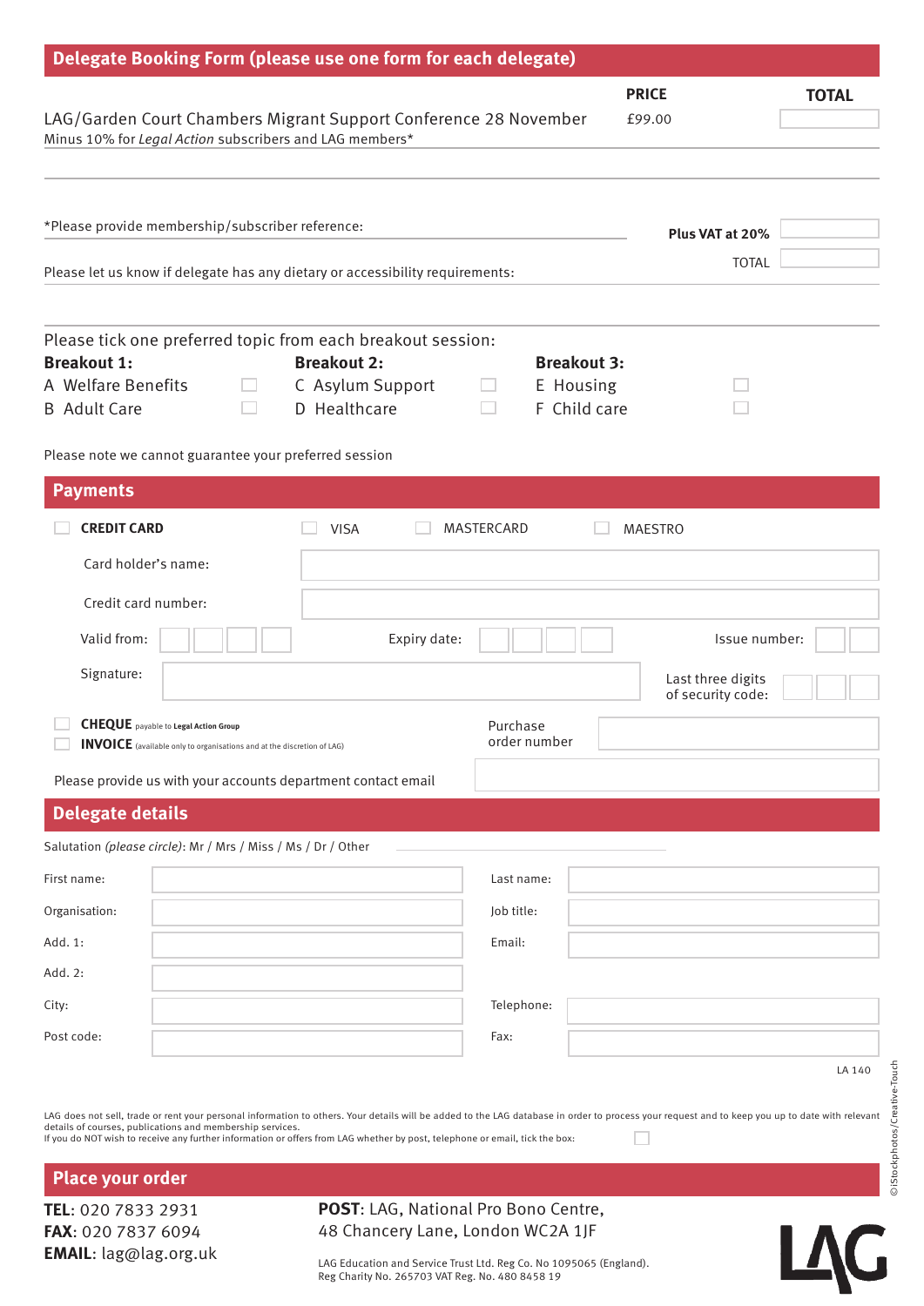## Delegate Booking Form (please use one form for each delegate)

| | PRICE | TOTAL |
|---|---|---|
| LAG/Garden Court Chambers Migrant Support Conference 28 November<br>Minus 10% for *Legal Action* subscribers and LAG members* | £99.00 | |

*Please provide membership/subscriber reference:

**Plus VAT at 20%**

TOTAL

Please let us know if delegate has any dietary or accessibility requirements:

Please tick one preferred topic from each breakout session:

| **Breakout 1:** | **Breakout 2:** | **Breakout 3:** |
|---|---|---|
| A Welfare Benefits ☐ | C Asylum Support ☐ | E Housing ☐ |
| B Adult Care ☐ | D Healthcare ☐ | F Child care ☐ |

Please note we cannot guarantee your preferred session

## Payments

☐ **CREDIT CARD** ☐ VISA ☐ MASTERCARD ☐ MAESTRO

Card holder's name:

Credit card number:

Valid from: Expiry date: Issue number:

Signature: Last three digits of security code:

☐ **CHEQUE** payable to **Legal Action Group**

☐ **INVOICE** (available only to organisations and at the discretion of LAG)

Purchase order number

Please provide us with your accounts department contact email

## Delegate details

Salutation *(please circle)*: Mr / Mrs / Miss / Ms / Dr / Other

First name: Last name:

Organisation: Job title:

Add. 1: Email:

Add. 2:

City: Telephone:

Post code: Fax:

LA 140

LAG does not sell, trade or rent your personal information to others. Your details will be added to the LAG database in order to process your request and to keep you up to date with relevant details of courses, publications and membership services.
If you do NOT wish to receive any further information or offers from LAG whether by post, telephone or email, tick the box: ☐

## Place your order

**TEL**: 020 7833 2931
**FAX**: 020 7837 6094
**EMAIL**: lag@lag.org.uk

**POST**: LAG, National Pro Bono Centre, 48 Chancery Lane, London WC2A 1JF

LAG Education and Service Trust Ltd. Reg Co. No 1095065 (England).
Reg Charity No. 265703 VAT Reg. No. 480 8458 19

LAG

©iStockphotos/Creative-Touch